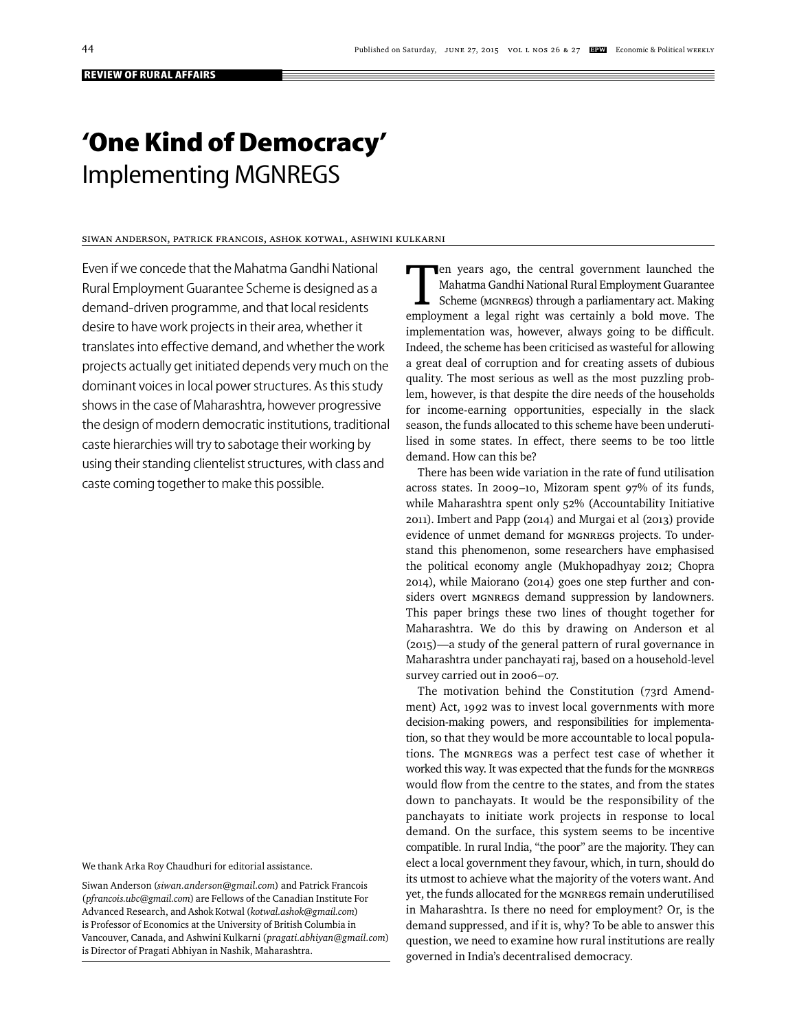REVIEW OF RURAL AFFAIRS

# 'One Kind of Democracy'
## Implementing MGNREGS

SIWAN ANDERSON, PATRICK FRANCOIS, ASHOK KOTWAL, ASHWINI KULKARNI

Even if we concede that the Mahatma Gandhi National Rural Employment Guarantee Scheme is designed as a demand-driven programme, and that local residents desire to have work projects in their area, whether it translates into effective demand, and whether the work projects actually get initiated depends very much on the dominant voices in local power structures. As this study shows in the case of Maharashtra, however progressive the design of modern democratic institutions, traditional caste hierarchies will try to sabotage their working by using their standing clientelist structures, with class and caste coming together to make this possible.

We thank Arka Roy Chaudhuri for editorial assistance.

Siwan Anderson (*siwan.anderson@gmail.com*) and Patrick Francois (*pfrancois.ubc@gmail.com*) are Fellows of the Canadian Institute For Advanced Research, and Ashok Kotwal (*kotwal.ashok@gmail.com*) is Professor of Economics at the University of British Columbia in Vancouver, Canada, and Ashwini Kulkarni (*pragati.abhiyan@gmail.com*) is Director of Pragati Abhiyan in Nashik, Maharashtra.

Ten years ago, the central government launched the Mahatma Gandhi National Rural Employment Guarantee Scheme (MGNREGS) through a parliamentary act. Making employment a legal right was certainly a bold move. The implementation was, however, always going to be difficult. Indeed, the scheme has been criticised as wasteful for allowing a great deal of corruption and for creating assets of dubious quality. The most serious as well as the most puzzling problem, however, is that despite the dire needs of the households for income-earning opportunities, especially in the slack season, the funds allocated to this scheme have been underutilised in some states. In effect, there seems to be too little demand. How can this be?

There has been wide variation in the rate of fund utilisation across states. In 2009–10, Mizoram spent 97% of its funds, while Maharashtra spent only 52% (Accountability Initiative 2011). Imbert and Papp (2014) and Murgai et al (2013) provide evidence of unmet demand for MGNREGS projects. To understand this phenomenon, some researchers have emphasised the political economy angle (Mukhopadhyay 2012; Chopra 2014), while Maiorano (2014) goes one step further and considers overt MGNREGS demand suppression by landowners. This paper brings these two lines of thought together for Maharashtra. We do this by drawing on Anderson et al (2015)—a study of the general pattern of rural governance in Maharashtra under panchayati raj, based on a household-level survey carried out in 2006–07.

The motivation behind the Constitution (73rd Amendment) Act, 1992 was to invest local governments with more decision-making powers, and responsibilities for implementation, so that they would be more accountable to local populations. The MGNREGS was a perfect test case of whether it worked this way. It was expected that the funds for the MGNREGS would flow from the centre to the states, and from the states down to panchayats. It would be the responsibility of the panchayats to initiate work projects in response to local demand. On the surface, this system seems to be incentive compatible. In rural India, "the poor" are the majority. They can elect a local government they favour, which, in turn, should do its utmost to achieve what the majority of the voters want. And yet, the funds allocated for the MGNREGS remain underutilised in Maharashtra. Is there no need for employment? Or, is the demand suppressed, and if it is, why? To be able to answer this question, we need to examine how rural institutions are really governed in India's decentralised democracy.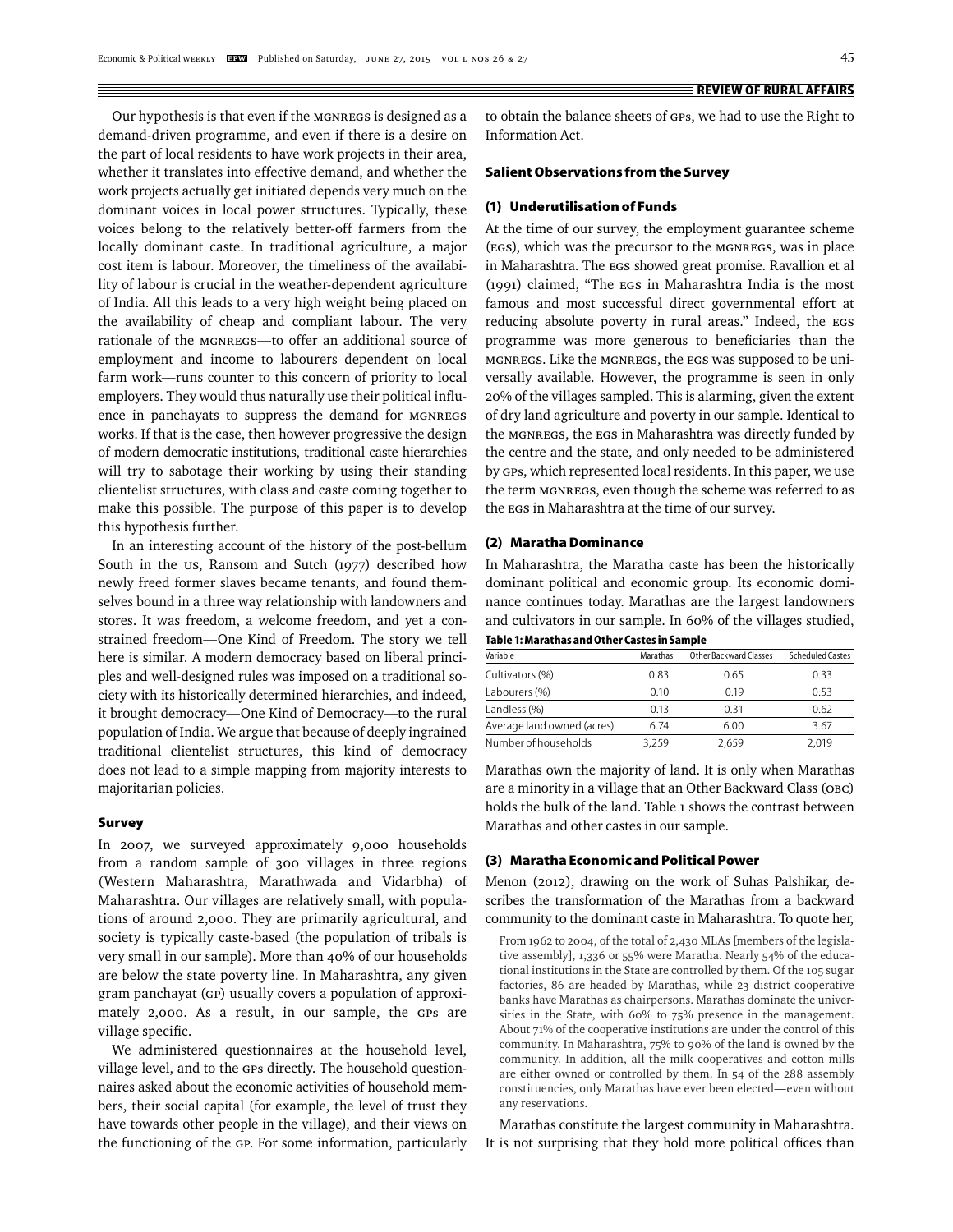Our hypothesis is that even if the MGNREGS is designed as a demand-driven programme, and even if there is a desire on the part of local residents to have work projects in their area, whether it translates into effective demand, and whether the work projects actually get initiated depends very much on the dominant voices in local power structures. Typically, these voices belong to the relatively better-off farmers from the locally dominant caste. In traditional agriculture, a major cost item is labour. Moreover, the timeliness of the availability of labour is crucial in the weather-dependent agriculture of India. All this leads to a very high weight being placed on the availability of cheap and compliant labour. The very rationale of the MGNREGS—to offer an additional source of employment and income to labourers dependent on local farm work—runs counter to this concern of priority to local employers. They would thus naturally use their political influence in panchayats to suppress the demand for MGNREGS works. If that is the case, then however progressive the design of modern democratic institutions, traditional caste hierarchies will try to sabotage their working by using their standing clientelist structures, with class and caste coming together to make this possible. The purpose of this paper is to develop this hypothesis further.

In an interesting account of the history of the post-bellum South in the US, Ransom and Sutch (1977) described how newly freed former slaves became tenants, and found themselves bound in a three way relationship with landowners and stores. It was freedom, a welcome freedom, and yet a constrained freedom—One Kind of Freedom. The story we tell here is similar. A modern democracy based on liberal principles and well-designed rules was imposed on a traditional society with its historically determined hierarchies, and indeed, it brought democracy—One Kind of Democracy—to the rural population of India. We argue that because of deeply ingrained traditional clientelist structures, this kind of democracy does not lead to a simple mapping from majority interests to majoritarian policies.

## Survey

In 2007, we surveyed approximately 9,000 households from a random sample of 300 villages in three regions (Western Maharashtra, Marathwada and Vidarbha) of Maharashtra. Our villages are relatively small, with populations of around 2,000. They are primarily agricultural, and society is typically caste-based (the population of tribals is very small in our sample). More than 40% of our households are below the state poverty line. In Maharashtra, any given gram panchayat (GP) usually covers a population of approximately 2,000. As a result, in our sample, the GPs are village specific.

We administered questionnaires at the household level, village level, and to the GPs directly. The household questionnaires asked about the economic activities of household members, their social capital (for example, the level of trust they have towards other people in the village), and their views on the functioning of the GP. For some information, particularly to obtain the balance sheets of GPs, we had to use the Right to Information Act.

## Salient Observations from the Survey

### (1) Underutilisation of Funds

At the time of our survey, the employment guarantee scheme (EGS), which was the precursor to the MGNREGS, was in place in Maharashtra. The EGS showed great promise. Ravallion et al (1991) claimed, "The EGS in Maharashtra India is the most famous and most successful direct governmental effort at reducing absolute poverty in rural areas." Indeed, the EGS programme was more generous to beneficiaries than the MGNREGS. Like the MGNREGS, the EGS was supposed to be universally available. However, the programme is seen in only 20% of the villages sampled. This is alarming, given the extent of dry land agriculture and poverty in our sample. Identical to the MGNREGS, the EGS in Maharashtra was directly funded by the centre and the state, and only needed to be administered by GPs, which represented local residents. In this paper, we use the term MGNREGS, even though the scheme was referred to as the EGS in Maharashtra at the time of our survey.

### (2) Maratha Dominance

In Maharashtra, the Maratha caste has been the historically dominant political and economic group. Its economic dominance continues today. Marathas are the largest landowners and cultivators in our sample. In 60% of the villages studied, Marathas own the majority of land. It is only when Marathas are a minority in a village that an Other Backward Class (OBC) holds the bulk of the land. Table 1 shows the contrast between Marathas and other castes in our sample.

**Table 1: Marathas and Other Castes in Sample**

| Variable | Marathas | Other Backward Classes | Scheduled Castes |
|---|---|---|---|
| Cultivators (%) | 0.83 | 0.65 | 0.33 |
| Labourers (%) | 0.10 | 0.19 | 0.53 |
| Landless (%) | 0.13 | 0.31 | 0.62 |
| Average land owned (acres) | 6.74 | 6.00 | 3.67 |
| Number of households | 3,259 | 2,659 | 2,019 |

### (3) Maratha Economic and Political Power

Menon (2012), drawing on the work of Suhas Palshikar, describes the transformation of the Marathas from a backward community to the dominant caste in Maharashtra. To quote her,

> From 1962 to 2004, of the total of 2,430 MLAs [members of the legislative assembly], 1,336 or 55% were Maratha. Nearly 54% of the educational institutions in the State are controlled by them. Of the 105 sugar factories, 86 are headed by Marathas, while 23 district cooperative banks have Marathas as chairpersons. Marathas dominate the universities in the State, with 60% to 75% presence in the management. About 71% of the cooperative institutions are under the control of this community. In Maharashtra, 75% to 90% of the land is owned by the community. In addition, all the milk cooperatives and cotton mills are either owned or controlled by them. In 54 of the 288 assembly constituencies, only Marathas have ever been elected—even without any reservations.

Marathas constitute the largest community in Maharashtra. It is not surprising that they hold more political offices than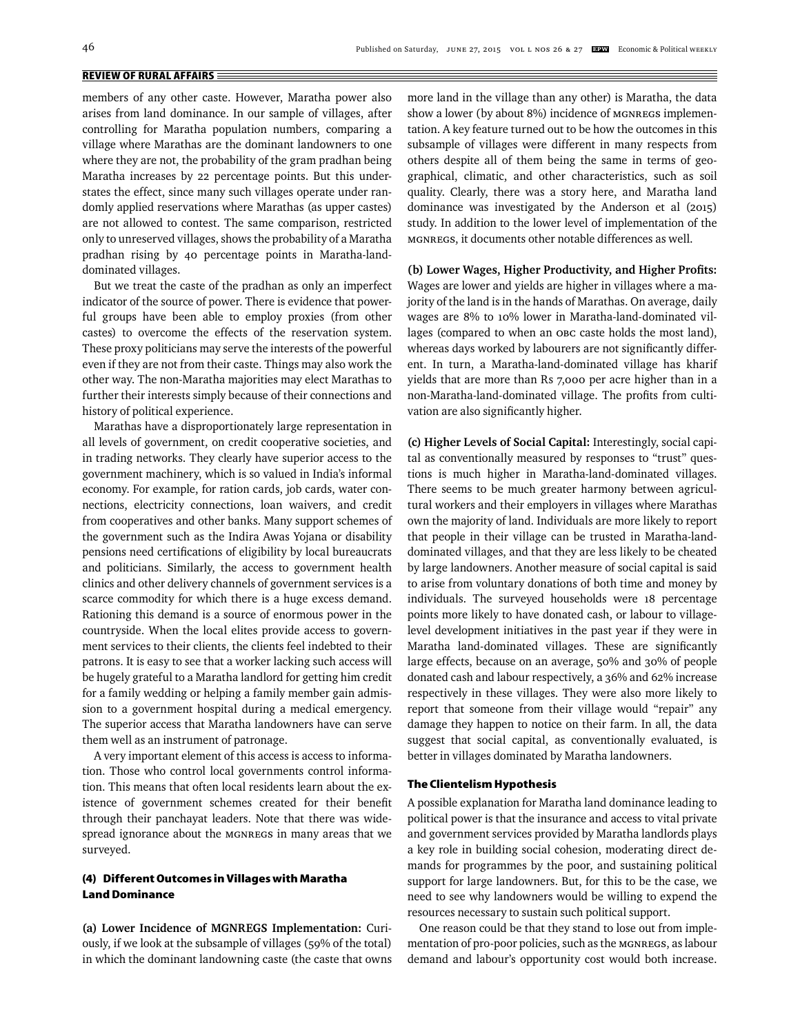members of any other caste. However, Maratha power also arises from land dominance. In our sample of villages, after controlling for Maratha population numbers, comparing a village where Marathas are the dominant landowners to one where they are not, the probability of the gram pradhan being Maratha increases by 22 percentage points. But this understates the effect, since many such villages operate under randomly applied reservations where Marathas (as upper castes) are not allowed to contest. The same comparison, restricted only to unreserved villages, shows the probability of a Maratha pradhan rising by 40 percentage points in Maratha-land-dominated villages.

But we treat the caste of the pradhan as only an imperfect indicator of the source of power. There is evidence that powerful groups have been able to employ proxies (from other castes) to overcome the effects of the reservation system. These proxy politicians may serve the interests of the powerful even if they are not from their caste. Things may also work the other way. The non-Maratha majorities may elect Marathas to further their interests simply because of their connections and history of political experience.

Marathas have a disproportionately large representation in all levels of government, on credit cooperative societies, and in trading networks. They clearly have superior access to the government machinery, which is so valued in India's informal economy. For example, for ration cards, job cards, water connections, electricity connections, loan waivers, and credit from cooperatives and other banks. Many support schemes of the government such as the Indira Awas Yojana or disability pensions need certifications of eligibility by local bureaucrats and politicians. Similarly, the access to government health clinics and other delivery channels of government services is a scarce commodity for which there is a huge excess demand. Rationing this demand is a source of enormous power in the countryside. When the local elites provide access to government services to their clients, the clients feel indebted to their patrons. It is easy to see that a worker lacking such access will be hugely grateful to a Maratha landlord for getting him credit for a family wedding or helping a family member gain admission to a government hospital during a medical emergency. The superior access that Maratha landowners have can serve them well as an instrument of patronage.

A very important element of this access is access to information. Those who control local governments control information. This means that often local residents learn about the existence of government schemes created for their benefit through their panchayat leaders. Note that there was widespread ignorance about the MGNREGS in many areas that we surveyed.

### (4) Different Outcomes in Villages with Maratha Land Dominance

**(a) Lower Incidence of MGNREGS Implementation:** Curiously, if we look at the subsample of villages (59% of the total) in which the dominant landowning caste (the caste that owns more land in the village than any other) is Maratha, the data show a lower (by about 8%) incidence of MGNREGS implementation. A key feature turned out to be how the outcomes in this subsample of villages were different in many respects from others despite all of them being the same in terms of geographical, climatic, and other characteristics, such as soil quality. Clearly, there was a story here, and Maratha land dominance was investigated by the Anderson et al (2015) study. In addition to the lower level of implementation of the MGNREGS, it documents other notable differences as well.

**(b) Lower Wages, Higher Productivity, and Higher Profits:** Wages are lower and yields are higher in villages where a majority of the land is in the hands of Marathas. On average, daily wages are 8% to 10% lower in Maratha-land-dominated villages (compared to when an OBC caste holds the most land), whereas days worked by labourers are not significantly different. In turn, a Maratha-land-dominated village has kharif yields that are more than Rs 7,000 per acre higher than in a non-Maratha-land-dominated village. The profits from cultivation are also significantly higher.

**(c) Higher Levels of Social Capital:** Interestingly, social capital as conventionally measured by responses to "trust" questions is much higher in Maratha-land-dominated villages. There seems to be much greater harmony between agricultural workers and their employers in villages where Marathas own the majority of land. Individuals are more likely to report that people in their village can be trusted in Maratha-land-dominated villages, and that they are less likely to be cheated by large landowners. Another measure of social capital is said to arise from voluntary donations of both time and money by individuals. The surveyed households were 18 percentage points more likely to have donated cash, or labour to village-level development initiatives in the past year if they were in Maratha land-dominated villages. These are significantly large effects, because on an average, 50% and 30% of people donated cash and labour respectively, a 36% and 62% increase respectively in these villages. They were also more likely to report that someone from their village would "repair" any damage they happen to notice on their farm. In all, the data suggest that social capital, as conventionally evaluated, is better in villages dominated by Maratha landowners.

### The Clientelism Hypothesis

A possible explanation for Maratha land dominance leading to political power is that the insurance and access to vital private and government services provided by Maratha landlords plays a key role in building social cohesion, moderating direct demands for programmes by the poor, and sustaining political support for large landowners. But, for this to be the case, we need to see why landowners would be willing to expend the resources necessary to sustain such political support.

One reason could be that they stand to lose out from implementation of pro-poor policies, such as the MGNREGS, as labour demand and labour's opportunity cost would both increase.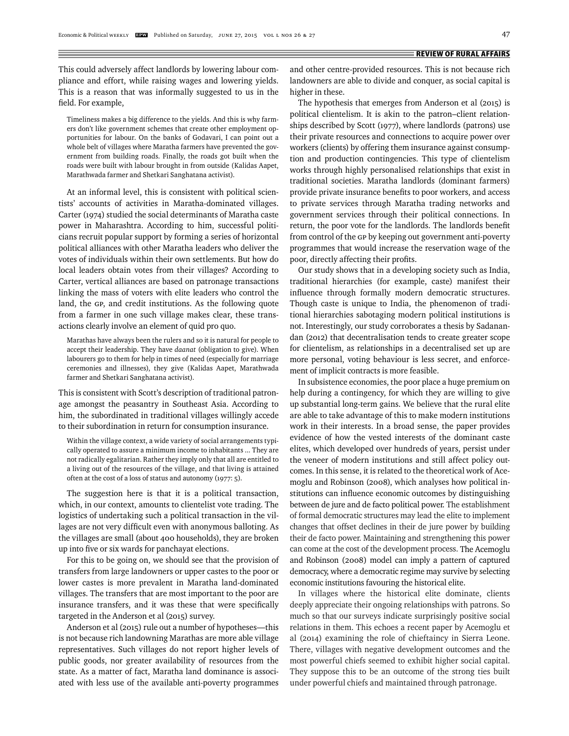This could adversely affect landlords by lowering labour compliance and effort, while raising wages and lowering yields. This is a reason that was informally suggested to us in the field. For example,

> Timeliness makes a big difference to the yields. And this is why farmers don't like government schemes that create other employment opportunities for labour. On the banks of Godavari, I can point out a whole belt of villages where Maratha farmers have prevented the government from building roads. Finally, the roads got built when the roads were built with labour brought in from outside (Kalidas Aapet, Marathwada farmer and Shetkari Sanghatana activist).

At an informal level, this is consistent with political scientists' accounts of activities in Maratha-dominated villages. Carter (1974) studied the social determinants of Maratha caste power in Maharashtra. According to him, successful politicians recruit popular support by forming a series of horizontal political alliances with other Maratha leaders who deliver the votes of individuals within their own settlements. But how do local leaders obtain votes from their villages? According to Carter, vertical alliances are based on patronage transactions linking the mass of voters with elite leaders who control the land, the GP, and credit institutions. As the following quote from a farmer in one such village makes clear, these transactions clearly involve an element of quid pro quo.

> Marathas have always been the rulers and so it is natural for people to accept their leadership. They have *daanat* (obligation to give). When labourers go to them for help in times of need (especially for marriage ceremonies and illnesses), they give (Kalidas Aapet, Marathwada farmer and Shetkari Sanghatana activist).

This is consistent with Scott's description of traditional patronage amongst the peasantry in Southeast Asia. According to him, the subordinated in traditional villages willingly accede to their subordination in return for consumption insurance.

> Within the village context, a wide variety of social arrangements typically operated to assure a minimum income to inhabitants ... They are not radically egalitarian. Rather they imply only that all are entitled to a living out of the resources of the village, and that living is attained often at the cost of a loss of status and autonomy (1977: 5).

The suggestion here is that it is a political transaction, which, in our context, amounts to clientelist vote trading. The logistics of undertaking such a political transaction in the villages are not very difficult even with anonymous balloting. As the villages are small (about 400 households), they are broken up into five or six wards for panchayat elections.

For this to be going on, we should see that the provision of transfers from large landowners or upper castes to the poor or lower castes is more prevalent in Maratha land-dominated villages. The transfers that are most important to the poor are insurance transfers, and it was these that were specifically targeted in the Anderson et al (2015) survey.

Anderson et al (2015) rule out a number of hypotheses—this is not because rich landowning Marathas are more able village representatives. Such villages do not report higher levels of public goods, nor greater availability of resources from the state. As a matter of fact, Maratha land dominance is associated with less use of the available anti-poverty programmes and other centre-provided resources. This is not because rich landowners are able to divide and conquer, as social capital is higher in these.

The hypothesis that emerges from Anderson et al (2015) is political clientelism. It is akin to the patron–client relationships described by Scott (1977), where landlords (patrons) use their private resources and connections to acquire power over workers (clients) by offering them insurance against consumption and production contingencies. This type of clientelism works through highly personalised relationships that exist in traditional societies. Maratha landlords (dominant farmers) provide private insurance benefits to poor workers, and access to private services through Maratha trading networks and government services through their political connections. In return, the poor vote for the landlords. The landlords benefit from control of the GP by keeping out government anti-poverty programmes that would increase the reservation wage of the poor, directly affecting their profits.

Our study shows that in a developing society such as India, traditional hierarchies (for example, caste) manifest their influence through formally modern democratic structures. Though caste is unique to India, the phenomenon of traditional hierarchies sabotaging modern political institutions is not. Interestingly, our study corroborates a thesis by Sadanandan (2012) that decentralisation tends to create greater scope for clientelism, as relationships in a decentralised set up are more personal, voting behaviour is less secret, and enforcement of implicit contracts is more feasible.

In subsistence economies, the poor place a huge premium on help during a contingency, for which they are willing to give up substantial long-term gains. We believe that the rural elite are able to take advantage of this to make modern institutions work in their interests. In a broad sense, the paper provides evidence of how the vested interests of the dominant caste elites, which developed over hundreds of years, persist under the veneer of modern institutions and still affect policy outcomes. In this sense, it is related to the theoretical work of Acemoglu and Robinson (2008), which analyses how political institutions can influence economic outcomes by distinguishing between de jure and de facto political power. The establishment of formal democratic structures may lead the elite to implement changes that offset declines in their de jure power by building their de facto power. Maintaining and strengthening this power can come at the cost of the development process. The Acemoglu and Robinson (2008) model can imply a pattern of captured democracy, where a democratic regime may survive by selecting economic institutions favouring the historical elite.

In villages where the historical elite dominate, clients deeply appreciate their ongoing relationships with patrons. So much so that our surveys indicate surprisingly positive social relations in them. This echoes a recent paper by Acemoglu et al (2014) examining the role of chieftaincy in Sierra Leone. There, villages with negative development outcomes and the most powerful chiefs seemed to exhibit higher social capital. They suppose this to be an outcome of the strong ties built under powerful chiefs and maintained through patronage.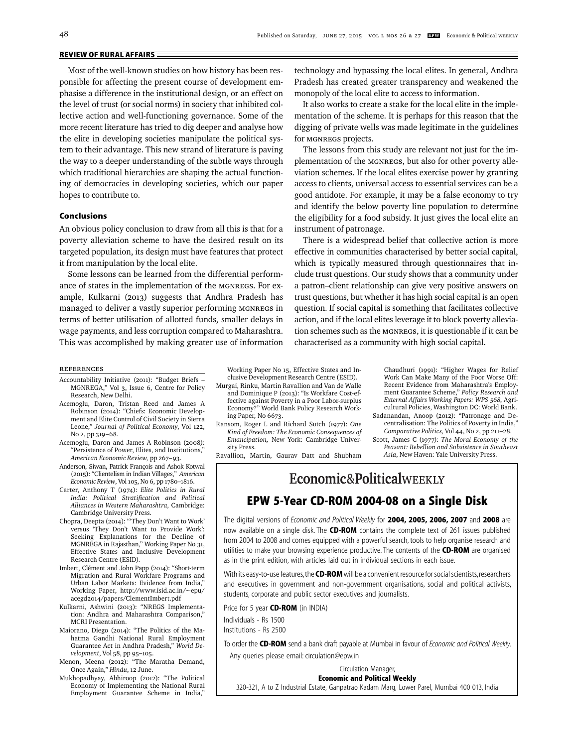Most of the well-known studies on how history has been responsible for affecting the present course of development emphasise a difference in the institutional design, or an effect on the level of trust (or social norms) in society that inhibited collective action and well-functioning governance. Some of the more recent literature has tried to dig deeper and analyse how the elite in developing societies manipulate the political system to their advantage. This new strand of literature is paving the way to a deeper understanding of the subtle ways through which traditional hierarchies are shaping the actual functioning of democracies in developing societies, which our paper hopes to contribute to.

### Conclusions

An obvious policy conclusion to draw from all this is that for a poverty alleviation scheme to have the desired result on its targeted population, its design must have features that protect it from manipulation by the local elite.

Some lessons can be learned from the differential performance of states in the implementation of the MGNREGS. For example, Kulkarni (2013) suggests that Andhra Pradesh has managed to deliver a vastly superior performing MGNREGS in terms of better utilisation of allotted funds, smaller delays in wage payments, and less corruption compared to Maharashtra. This was accomplished by making greater use of information technology and bypassing the local elites. In general, Andhra Pradesh has created greater transparency and weakened the monopoly of the local elite to access to information.

It also works to create a stake for the local elite in the implementation of the scheme. It is perhaps for this reason that the digging of private wells was made legitimate in the guidelines for MGNREGS projects.

The lessons from this study are relevant not just for the implementation of the MGNREGS, but also for other poverty alleviation schemes. If the local elites exercise power by granting access to clients, universal access to essential services can be a good antidote. For example, it may be a false economy to try and identify the below poverty line population to determine the eligibility for a food subsidy. It just gives the local elite an instrument of patronage.

There is a widespread belief that collective action is more effective in communities characterised by better social capital, which is typically measured through questionnaires that include trust questions. Our study shows that a community under a patron–client relationship can give very positive answers on trust questions, but whether it has high social capital is an open question. If social capital is something that facilitates collective action, and if the local elites leverage it to block poverty alleviation schemes such as the MGNREGS, it is questionable if it can be characterised as a community with high social capital.

#### REFERENCES

Accountability Initiative (2011): "Budget Briefs – MGNREGA," Vol 3, Issue 6, Centre for Policy Research, New Delhi.

Acemoglu, Daron, Tristan Reed and James A Robinson (2014): "Chiefs: Economic Development and Elite Control of Civil Society in Sierra Leone," *Journal of Political Economy*, Vol 122, No 2, pp 319–68.

Acemoglu, Daron and James A Robinson (2008): "Persistence of Power, Elites, and Institutions," *American Economic Review*, pp 267–93.

Anderson, Siwan, Patrick François and Ashok Kotwal (2015): "Clientelism in Indian Villages," *American Economic Review*, Vol 105, No 6, pp 1780–1816.

Carter, Anthony T (1974): *Elite Politics in Rural India: Political Stratification and Political Alliances in Western Maharashtra*, Cambridge: Cambridge University Press.

Chopra, Deepta (2014): "'They Don't Want to Work' versus 'They Don't Want to Provide Work': Seeking Explanations for the Decline of MGNREGA in Rajasthan," Working Paper No 31, Effective States and Inclusive Development Research Centre (ESID).

Imbert, Clément and John Papp (2014): "Short-term Migration and Rural Workfare Programs and Urban Labor Markets: Evidence from India," Working Paper, http://www.isid.ac.in/~epu/acegd2014/papers/ClementImbert.pdf

Kulkarni, Ashwini (2013): "NREGS Implementation: Andhra and Maharashtra Comparison," MCRI Presentation.

Maiorano, Diego (2014): "The Politics of the Mahatma Gandhi National Rural Employment Guarantee Act in Andhra Pradesh," *World Development*, Vol 58, pp 95–105.

Menon, Meena (2012): "The Maratha Demand, Once Again," *Hindu*, 12 June.

Mukhopadhyay, Abhiroop (2012): "The Political Economy of Implementing the National Rural Employment Guarantee Scheme in India," Working Paper No 15, Effective States and Inclusive Development Research Centre (ESID).

Murgai, Rinku, Martin Ravallion and Van de Walle and Dominique P (2013): "Is Workfare Cost-effective against Poverty in a Poor Labor-surplus Economy?" World Bank Policy Research Working Paper, No 6673.

Ransom, Roger L and Richard Sutch (1977): *One Kind of Freedom: The Economic Consequences of Emancipation*, New York: Cambridge University Press.

Ravallion, Martin, Gaurav Datt and Shubham Chaudhuri (1991): "Higher Wages for Relief Work Can Make Many of the Poor Worse Off: Recent Evidence from Maharashtra's Employment Guarantee Scheme," *Policy Research and External Affairs Working Papers: WPS 568*, Agricultural Policies, Washington DC: World Bank.

Sadanandan, Anoop (2012): "Patronage and Decentralisation: The Politics of Poverty in India," *Comparative Politics*, Vol 44, No 2, pp 211–28.

Scott, James C (1977): *The Moral Economy of the Peasant: Rebellion and Subsistence in Southeast Asia*, New Haven: Yale University Press.

---

## Economic&PoliticalWEEKLY

### EPW 5-Year CD-ROM 2004-08 on a Single Disk

The digital versions of *Economic and Political Weekly* for **2004, 2005, 2006, 2007** and **2008** are now available on a single disk. The **CD-ROM** contains the complete text of 261 issues published from 2004 to 2008 and comes equipped with a powerful search, tools to help organise research and utilities to make your browsing experience productive. The contents of the **CD-ROM** are organised as in the print edition, with articles laid out in individual sections in each issue.

With its easy-to-use features, the **CD-ROM** will be a convenient resource for social scientists, researchers and executives in government and non-government organisations, social and political activists, students, corporate and public sector executives and journalists.

Price for 5 year **CD-ROM** (in INDIA)

Individuals - Rs 1500

Institutions - Rs 2500

To order the **CD-ROM** send a bank draft payable at Mumbai in favour of *Economic and Political Weekly*.

Any queries please email: circulation@epw.in

Circulation Manager,

**Economic and Political Weekly**

320-321, A to Z Industrial Estate, Ganpatrao Kadam Marg, Lower Parel, Mumbai 400 013, India